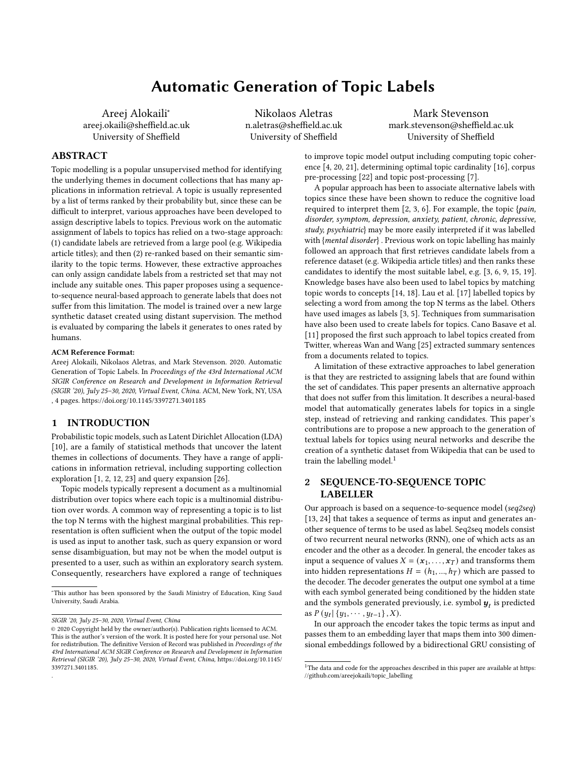# Automatic Generation of Topic Labels

Areej Alokaili*
areej.okaili@sheffield.ac.uk
University of Sheffield

Nikolaos Aletras
n.aletras@sheffield.ac.uk
University of Sheffield

Mark Stevenson
mark.stevenson@sheffield.ac.uk
University of Sheffield

## ABSTRACT

Topic modelling is a popular unsupervised method for identifying the underlying themes in document collections that has many applications in information retrieval. A topic is usually represented by a list of terms ranked by their probability but, since these can be difficult to interpret, various approaches have been developed to assign descriptive labels to topics. Previous work on the automatic assignment of labels to topics has relied on a two-stage approach: (1) candidate labels are retrieved from a large pool (e.g. Wikipedia article titles); and then (2) re-ranked based on their semantic similarity to the topic terms. However, these extractive approaches can only assign candidate labels from a restricted set that may not include any suitable ones. This paper proposes using a sequence-to-sequence neural-based approach to generate labels that does not suffer from this limitation. The model is trained over a new large synthetic dataset created using distant supervision. The method is evaluated by comparing the labels it generates to ones rated by humans.

**ACM Reference Format:**
Areej Alokaili, Nikolaos Aletras, and Mark Stevenson. 2020. Automatic Generation of Topic Labels. In *Proceedings of the 43rd International ACM SIGIR Conference on Research and Development in Information Retrieval (SIGIR '20), July 25–30, 2020, Virtual Event, China.* ACM, New York, NY, USA , 4 pages. https://doi.org/10.1145/3397271.3401185

## 1 INTRODUCTION

Probabilistic topic models, such as Latent Dirichlet Allocation (LDA) [10], are a family of statistical methods that uncover the latent themes in collections of documents. They have a range of applications in information retrieval, including supporting collection exploration [1, 2, 12, 23] and query expansion [26].

Topic models typically represent a document as a multinomial distribution over topics where each topic is a multinomial distribution over words. A common way of representing a topic is to list the top N terms with the highest marginal probabilities. This representation is often sufficient when the output of the topic model is used as input to another task, such as query expansion or word sense disambiguation, but may not be when the model output is presented to a user, such as within an exploratory search system. Consequently, researchers have explored a range of techniques to improve topic model output including computing topic coherence [4, 20, 21], determining optimal topic cardinality [16], corpus pre-processing [22] and topic post-processing [7].

A popular approach has been to associate alternative labels with topics since these have been shown to reduce the cognitive load required to interpret them [2, 3, 6]. For example, the topic {*pain, disorder, symptom, depression, anxiety, patient, chronic, depressive, study, psychiatric*} may be more easily interpreted if it was labelled with {*mental disorder*} . Previous work on topic labelling has mainly followed an approach that first retrieves candidate labels from a reference dataset (e.g. Wikipedia article titles) and then ranks these candidates to identify the most suitable label, e.g. [3, 6, 9, 15, 19]. Knowledge bases have also been used to label topics by matching topic words to concepts [14, 18]. Lau et al. [17] labelled topics by selecting a word from among the top N terms as the label. Others have used images as labels [3, 5]. Techniques from summarisation have also been used to create labels for topics. Cano Basave et al. [11] proposed the first such approach to label topics created from Twitter, whereas Wan and Wang [25] extracted summary sentences from a documents related to topics.

A limitation of these extractive approaches to label generation is that they are restricted to assigning labels that are found within the set of candidates. This paper presents an alternative approach that does not suffer from this limitation. It describes a neural-based model that automatically generates labels for topics in a single step, instead of retrieving and ranking candidates. This paper's contributions are to propose a new approach to the generation of textual labels for topics using neural networks and describe the creation of a synthetic dataset from Wikipedia that can be used to train the labelling model.[1]

## 2 SEQUENCE-TO-SEQUENCE TOPIC LABELLER

Our approach is based on a sequence-to-sequence model (*seq2seq*) [13, 24] that takes a sequence of terms as input and generates another sequence of terms to be used as label. Seq2seq models consist of two recurrent neural networks (RNN), one of which acts as an encoder and the other as a decoder. In general, the encoder takes as input a sequence of values $X = (\boldsymbol{x}_1, \dots, \boldsymbol{x}_T)$ and transforms them into hidden representations $H = (h_1, ..., h_T)$ which are passed to the decoder. The decoder generates the output one symbol at a time with each symbol generated being conditioned by the hidden state and the symbols generated previously, i.e. symbol $\boldsymbol{y}_t$ is predicted as $P(y_t | \{y_1, \cdots, y_{t-1}\}, X)$.

In our approach the encoder takes the topic terms as input and passes them to an embedding layer that maps them into 300 dimensional embeddings followed by a bidirectional GRU consisting of

---

*This author has been sponsored by the Saudi Ministry of Education, King Saud University, Saudi Arabia.

SIGIR '20, July 25–30, 2020, Virtual Event, China
© 2020 Copyright held by the owner/author(s). Publication rights licensed to ACM. This is the author's version of the work. It is posted here for your personal use. Not for redistribution. The definitive Version of Record was published in *Proceedings of the 43rd International ACM SIGIR Conference on Research and Development in Information Retrieval (SIGIR '20), July 25–30, 2020, Virtual Event, China,* https://doi.org/10.1145/3397271.3401185.

[1] The data and code for the approaches described in this paper are available at https://github.com/areejokaili/topic_labelling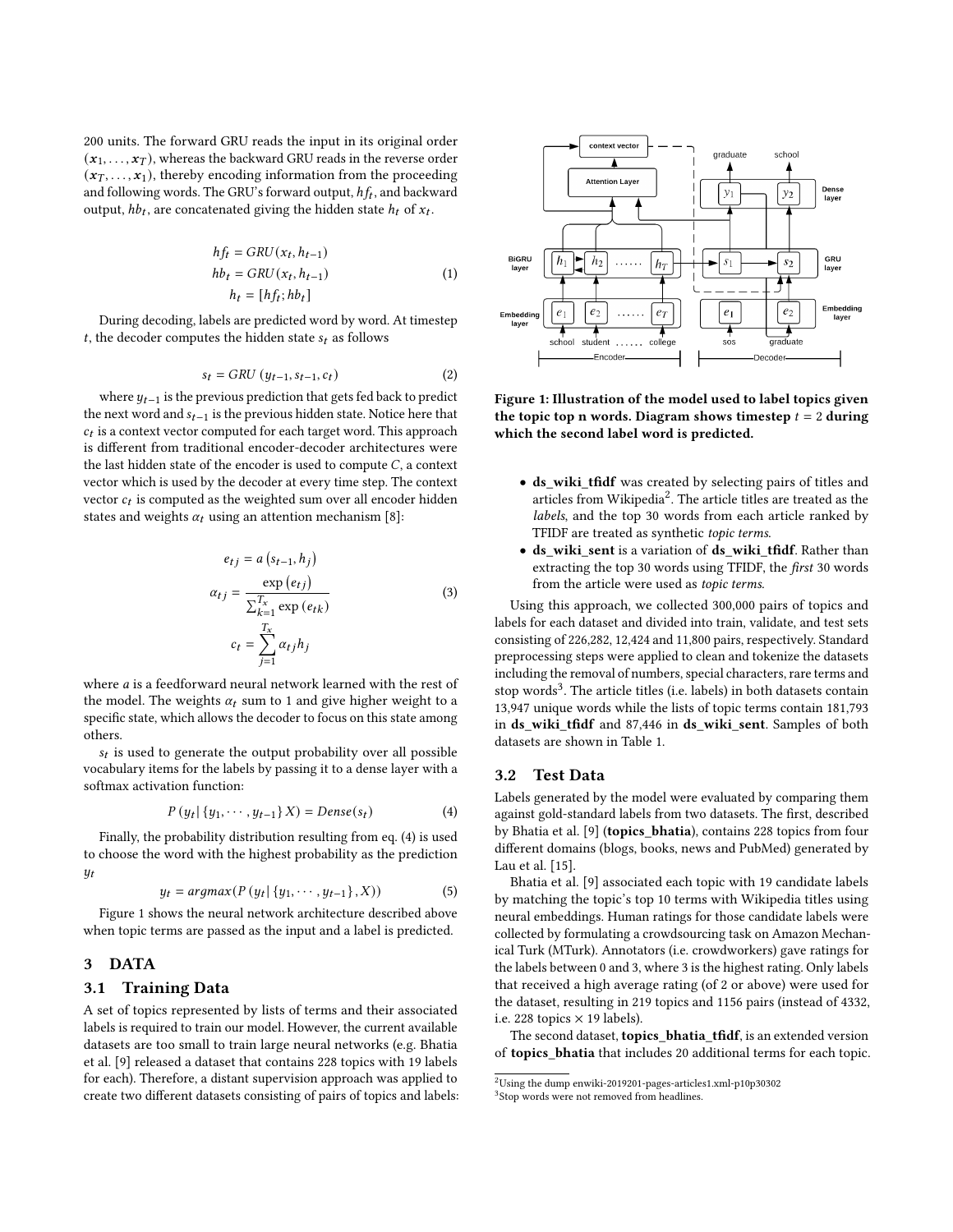200 units. The forward GRU reads the input in its original order $(\boldsymbol{x}_1, \ldots, \boldsymbol{x}_T)$, whereas the backward GRU reads in the reverse order $(\boldsymbol{x}_T, \ldots, \boldsymbol{x}_1)$, thereby encoding information from the proceeding and following words. The GRU's forward output, $hf_t$, and backward output, $hb_t$, are concatenated giving the hidden state $h_t$ of $x_t$.

$$
\begin{aligned}
hf_t &= GRU(x_t, h_{t-1}) \\
hb_t &= GRU(x_t, h_{t-1}) \\
h_t &= [hf_t; hb_t]
\end{aligned}
\tag{1}
$$

During decoding, labels are predicted word by word. At timestep $t$, the decoder computes the hidden state $s_t$ as follows

$$
s_t = GRU\left(y_{t-1}, s_{t-1}, c_t\right) \tag{2}
$$

where $y_{t-1}$ is the previous prediction that gets fed back to predict the next word and $s_{t-1}$ is the previous hidden state. Notice here that $c_t$ is a context vector computed for each target word. This approach is different from traditional encoder-decoder architectures were the last hidden state of the encoder is used to compute $C$, a context vector which is used by the decoder at every time step. The context vector $c_t$ is computed as the weighted sum over all encoder hidden states and weights $\alpha_t$ using an attention mechanism [8]:

$$
\begin{aligned}
e_{tj} &= a\left(s_{t-1}, h_j\right) \\
\alpha_{tj} &= \frac{\exp\left(e_{tj}\right)}{\sum_{k=1}^{T_x} \exp\left(e_{tk}\right)} \\
c_t &= \sum_{j=1}^{T_x} \alpha_{tj} h_j
\end{aligned}
\tag{3}
$$

where $a$ is a feedforward neural network learned with the rest of the model. The weights $\alpha_t$ sum to 1 and give higher weight to a specific state, which allows the decoder to focus on this state among others.

$s_t$ is used to generate the output probability over all possible vocabulary items for the labels by passing it to a dense layer with a softmax activation function:

$$
P\left(y_t \mid \{y_1, \cdots, y_{t-1}\} X\right) = Dense(s_t) \tag{4}
$$

Finally, the probability distribution resulting from eq. (4) is used to choose the word with the highest probability as the prediction $y_t$

$$
y_t = argmax(P\left(y_t \mid \{y_1, \cdots, y_{t-1}\}, X\right)) \tag{5}
$$

Figure 1 shows the neural network architecture described above when topic terms are passed as the input and a label is predicted.

**Figure 1: Illustration of the model used to label topics given the topic top n words. Diagram shows timestep $t = 2$ during which the second label word is predicted.**

## 3 DATA

### 3.1 Training Data

A set of topics represented by lists of terms and their associated labels is required to train our model. However, the current available datasets are too small to train large neural networks (e.g. Bhatia et al. [9] released a dataset that contains 228 topics with 19 labels for each). Therefore, a distant supervision approach was applied to create two different datasets consisting of pairs of topics and labels:

- **ds_wiki_tfidf** was created by selecting pairs of titles and articles from Wikipedia[2]. The article titles are treated as the *labels*, and the top 30 words from each article ranked by TFIDF are treated as synthetic *topic terms*.
- **ds_wiki_sent** is a variation of **ds_wiki_tfidf**. Rather than extracting the top 30 words using TFIDF, the *first* 30 words from the article were used as *topic terms*.

Using this approach, we collected 300,000 pairs of topics and labels for each dataset and divided into train, validate, and test sets consisting of 226,282, 12,424 and 11,800 pairs, respectively. Standard preprocessing steps were applied to clean and tokenize the datasets including the removal of numbers, special characters, rare terms and stop words[3]. The article titles (i.e. labels) in both datasets contain 13,947 unique words while the lists of topic terms contain 181,793 in **ds_wiki_tfidf** and 87,446 in **ds_wiki_sent**. Samples of both datasets are shown in Table 1.

### 3.2 Test Data

Labels generated by the model were evaluated by comparing them against gold-standard labels from two datasets. The first, described by Bhatia et al. [9] (**topics_bhatia**), contains 228 topics from four different domains (blogs, books, news and PubMed) generated by Lau et al. [15].

Bhatia et al. [9] associated each topic with 19 candidate labels by matching the topic's top 10 terms with Wikipedia titles using neural embeddings. Human ratings for those candidate labels were collected by formulating a crowdsourcing task on Amazon Mechanical Turk (MTurk). Annotators (i.e. crowdworkers) gave ratings for the labels between 0 and 3, where 3 is the highest rating. Only labels that received a high average rating (of 2 or above) were used for the dataset, resulting in 219 topics and 1156 pairs (instead of 4332, i.e. 228 topics × 19 labels).

The second dataset, **topics_bhatia_tfidf**, is an extended version of **topics_bhatia** that includes 20 additional terms for each topic.

[2] Using the dump enwiki-2019201-pages-articles1.xml-p10p30302

[3] Stop words were not removed from headlines.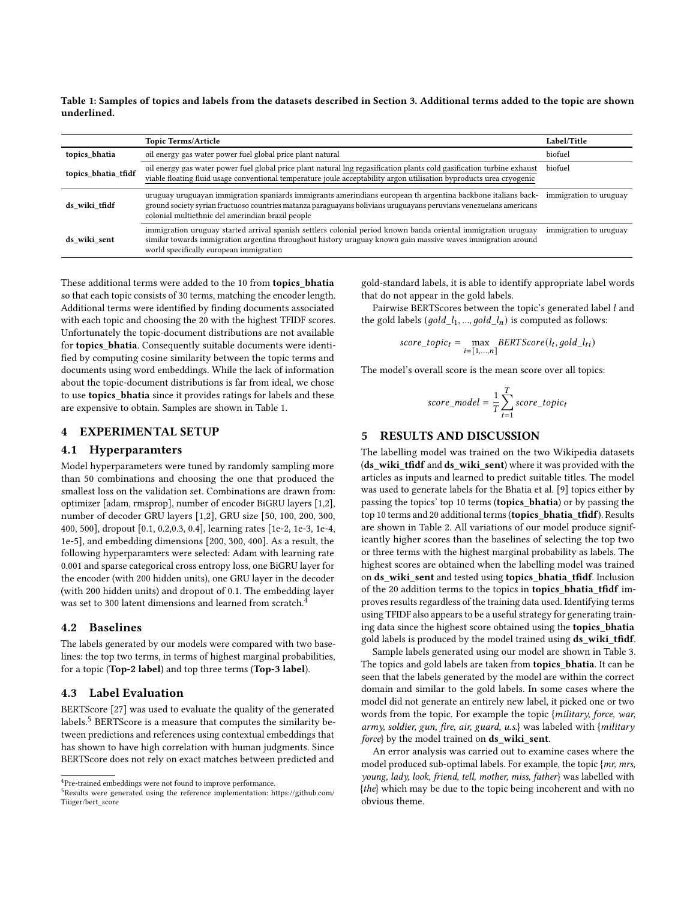Table 1: Samples of topics and labels from the datasets described in Section 3. Additional terms added to the topic are shown underlined.

| | Topic Terms/Article | Label/Title |
|---|---|---|
| **topics_bhatia** | oil energy gas water power fuel global price plant natural | biofuel |
| **topics_bhatia_tfidf** | oil energy gas water power fuel global price plant natural <u>lng regasification plants cold gasification turbine exhaust viable floating fluid usage conventional temperature joule acceptability argon utilisation byproducts urea cryogenic</u> | biofuel |
| **ds_wiki_tfidf** | uruguay uruguayan immigration spaniards immigrants amerindians european th argentina backbone italians background society syrian fructuoso countries matanza paraguayans bolivians uruguayans peruvians venezuelans americans colonial multiethnic del amerindian brazil people | immigration to uruguay |
| **ds_wiki_sent** | immigration uruguay started arrival spanish settlers colonial period known banda oriental immigration uruguay similar towards immigration argentina throughout history uruguay known gain massive waves immigration around world specifically european immigration | immigration to uruguay |

These additional terms were added to the 10 from **topics_bhatia** so that each topic consists of 30 terms, matching the encoder length. Additional terms were identified by finding documents associated with each topic and choosing the 20 with the highest TFIDF scores. Unfortunately the topic-document distributions are not available for **topics_bhatia**. Consequently suitable documents were identified by computing cosine similarity between the topic terms and documents using word embeddings. While the lack of information about the topic-document distributions is far from ideal, we chose to use **topics_bhatia** since it provides ratings for labels and these are expensive to obtain. Samples are shown in Table 1.

## 4 EXPERIMENTAL SETUP

### 4.1 Hyperparamters

Model hyperparameters were tuned by randomly sampling more than 50 combinations and choosing the one that produced the smallest loss on the validation set. Combinations are drawn from: optimizer [adam, rmsprop], number of encoder BiGRU layers [1,2], number of decoder GRU layers [1,2], GRU size [50, 100, 200, 300, 400, 500], dropout [0.1, 0.2,0.3, 0.4], learning rates [1e-2, 1e-3, 1e-4, 1e-5], and embedding dimensions [200, 300, 400]. As a result, the following hyperparamters were selected: Adam with learning rate 0.001 and sparse categorical cross entropy loss, one BiGRU layer for the encoder (with 200 hidden units), one GRU layer in the decoder (with 200 hidden units) and dropout of 0.1. The embedding layer was set to 300 latent dimensions and learned from scratch.[4]

### 4.2 Baselines

The labels generated by our models were compared with two baselines: the top two terms, in terms of highest marginal probabilities, for a topic (**Top-2 label**) and top three terms (**Top-3 label**).

### 4.3 Label Evaluation

BERTScore [27] was used to evaluate the quality of the generated labels.[5] BERTScore is a measure that computes the similarity between predictions and references using contextual embeddings that has shown to have high correlation with human judgments. Since BERTScore does not rely on exact matches between predicted and gold-standard labels, it is able to identify appropriate label words that do not appear in the gold labels.

Pairwise BERTScores between the topic's generated label $l$ and the gold labels ($gold\_l_1, ..., gold\_l_n$) is computed as follows:

$$score\_topic_t = \max_{i=[1,...,n]} BERTScore(l_t, gold\_l_{ti})$$

The model's overall score is the mean score over all topics:

$$score\_model = \frac{1}{T} \sum_{t=1}^{T} score\_topic_t$$

## 5 RESULTS AND DISCUSSION

The labelling model was trained on the two Wikipedia datasets (**ds_wiki_tfidf** and **ds_wiki_sent**) where it was provided with the articles as inputs and learned to predict suitable titles. The model was used to generate labels for the Bhatia et al. [9] topics either by passing the topics' top 10 terms (**topics_bhatia**) or by passing the top 10 terms and 20 additional terms (**topics_bhatia_tfidf**). Results are shown in Table 2. All variations of our model produce significantly higher scores than the baselines of selecting the top two or three terms with the highest marginal probability as labels. The highest scores are obtained when the labelling model was trained on **ds_wiki_sent** and tested using **topics_bhatia_tfidf**. Inclusion of the 20 addition terms to the topics in **topics_bhatia_tfidf** improves results regardless of the training data used. Identifying terms using TFIDF also appears to be a useful strategy for generating training data since the highest score obtained using the **topics_bhatia** gold labels is produced by the model trained using **ds_wiki_tfidf**.

Sample labels generated using our model are shown in Table 3. The topics and gold labels are taken from **topics_bhatia**. It can be seen that the labels generated by the model are within the correct domain and similar to the gold labels. In some cases where the model did not generate an entirely new label, it picked one or two words from the topic. For example the topic {*military, force, war, army, soldier, gun, fire, air, guard, u.s.*} was labeled with {*military force*} by the model trained on **ds_wiki_sent**.

An error analysis was carried out to examine cases where the model produced sub-optimal labels. For example, the topic {*mr, mrs, young, lady, look, friend, tell, mother, miss, father*} was labelled with {*the*} which may be due to the topic being incoherent and with no obvious theme.

[4] Pre-trained embeddings were not found to improve performance.

[5] Results were generated using the reference implementation: https://github.com/Tiiiger/bert_score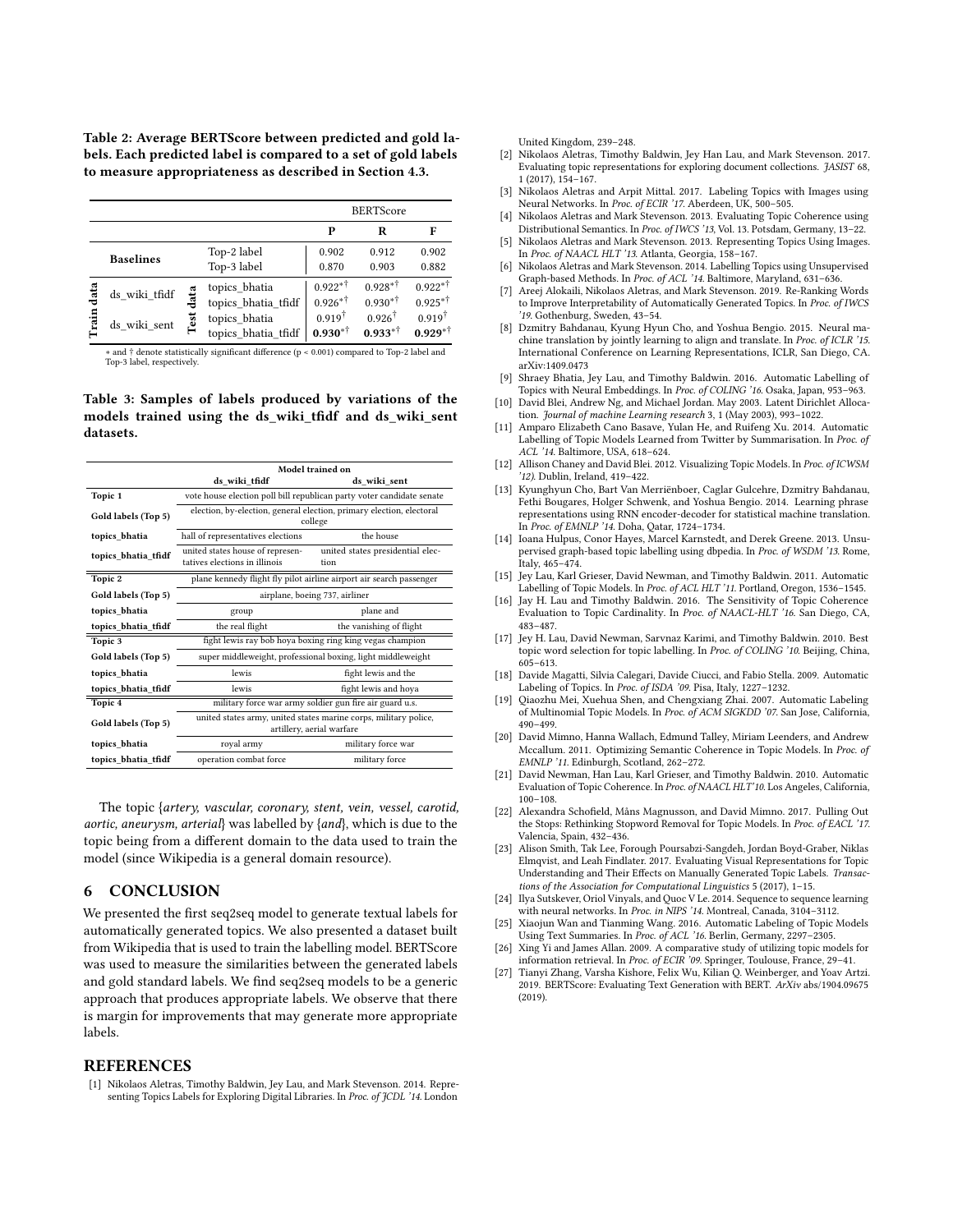Table 2: Average BERTScore between predicted and gold labels. Each predicted label is compared to a set of gold labels to measure appropriateness as described in Section 4.3.

| | | | | BERTScore | | |
|---|---|---|---|---|---|---|
| | | | | P | R | F |
| Baselines | | | Top-2 label | 0.902 | 0.912 | 0.902 |
| | | | Top-3 label | 0.870 | 0.903 | 0.882 |
| Train data | ds_wiki_tfidf | Test data | topics_bhatia | $0.922^{*\dagger}$ | $0.928^{*\dagger}$ | $0.922^{*\dagger}$ |
| | | | topics_bhatia_tfidf | $0.926^{*\dagger}$ | $0.930^{*\dagger}$ | $0.925^{*\dagger}$ |
| | ds_wiki_sent | | topics_bhatia | $0.919^{\dagger}$ | $0.926^{\dagger}$ | $0.919^{\dagger}$ |
| | | | topics_bhatia_tfidf | $\mathbf{0.930}^{*\dagger}$ | $\mathbf{0.933}^{*\dagger}$ | $\mathbf{0.929}^{*\dagger}$ |

$*$ and † denote statistically significant difference ($p < 0.001$) compared to Top-2 label and Top-3 label, respectively.

Table 3: Samples of labels produced by variations of the models trained using the ds_wiki_tfidf and ds_wiki_sent datasets.

| | Model trained on | |
|---|---|---|
| | ds_wiki_tfidf | ds_wiki_sent |
| **Topic 1** | vote house election poll bill republican party voter candidate senate | |
| **Gold labels (Top 5)** | election, by-election, general election, primary election, electoral college | |
| **topics_bhatia** | hall of representatives elections | the house |
| **topics_bhatia_tfidf** | united states house of representatives elections in illinois | united states presidential election |
| **Topic 2** | plane kennedy flight fly pilot airline airport air search passenger | |
| **Gold labels (Top 5)** | airplane, boeing 737, airliner | |
| **topics_bhatia** | group | plane and |
| **topics_bhatia_tfidf** | the real flight | the vanishing of flight |
| **Topic 3** | fight lewis ray bob hoya boxing ring king vegas champion | |
| **Gold labels (Top 5)** | super middleweight, professional boxing, light middleweight | |
| **topics_bhatia** | lewis | fight lewis and the |
| **topics_bhatia_tfidf** | lewis | fight lewis and hoya |
| **Topic 4** | military force war army soldier gun fire air guard u.s. | |
| **Gold labels (Top 5)** | united states army, united states marine corps, military police, artillery, aerial warfare | |
| **topics_bhatia** | royal army | military force war |
| **topics_bhatia_tfidf** | operation combat force | military force |

The topic {*artery, vascular, coronary, stent, vein, vessel, carotid, aortic, aneurysm, arterial*} was labelled by {*and*}, which is due to the topic being from a different domain to the data used to train the model (since Wikipedia is a general domain resource).

## 6 CONCLUSION

We presented the first seq2seq model to generate textual labels for automatically generated topics. We also presented a dataset built from Wikipedia that is used to train the labelling model. BERTScore was used to measure the similarities between the generated labels and gold standard labels. We find seq2seq models to be a generic approach that produces appropriate labels. We observe that there is margin for improvements that may generate more appropriate labels.

## REFERENCES

[1] Nikolaos Aletras, Timothy Baldwin, Jey Lau, and Mark Stevenson. 2014. Representing Topics Labels for Exploring Digital Libraries. In *Proc. of JCDL '14*. London United Kingdom, 239–248.

[2] Nikolaos Aletras, Timothy Baldwin, Jey Han Lau, and Mark Stevenson. 2017. Evaluating topic representations for exploring document collections. *JASIST* 68, 1 (2017), 154–167.

[3] Nikolaos Aletras and Arpit Mittal. 2017. Labeling Topics with Images using Neural Networks. In *Proc. of ECIR '17*. Aberdeen, UK, 500–505.

[4] Nikolaos Aletras and Mark Stevenson. 2013. Evaluating Topic Coherence using Distributional Semantics. In *Proc. of IWCS '13*, Vol. 13. Potsdam, Germany, 13–22.

[5] Nikolaos Aletras and Mark Stevenson. 2013. Representing Topics Using Images. In *Proc. of NAACL HLT '13*. Atlanta, Georgia, 158–167.

[6] Nikolaos Aletras and Mark Stevenson. 2014. Labelling Topics using Unsupervised Graph-based Methods. In *Proc. of ACL '14*. Baltimore, Maryland, 631–636.

[7] Areej Alokaili, Nikolaos Aletras, and Mark Stevenson. 2019. Re-Ranking Words to Improve Interpretability of Automatically Generated Topics. In *Proc. of IWCS '19*. Gothenburg, Sweden, 43–54.

[8] Dzmitry Bahdanau, Kyunghyun Cho, and Yoshua Bengio. 2015. Neural machine translation by jointly learning to align and translate. In *Proc. of ICLR '15*. International Conference on Learning Representations, ICLR, San Diego, CA. arXiv:1409.0473

[9] Shraey Bhatia, Jey Lau, and Timothy Baldwin. 2016. Automatic Labelling of Topics with Neural Embeddings. In *Proc. of COLING '16*. Osaka, Japan, 953–963.

[10] David Blei, Andrew Ng, and Michael Jordan. May 2003. Latent Dirichlet Allocation. *Journal of machine Learning research* 3, 1 (May 2003), 993–1022.

[11] Amparo Elizabeth Cano Basave, Yulan He, and Ruifeng Xu. 2014. Automatic Labelling of Topic Models Learned from Twitter by Summarisation. In *Proc. of ACL '14*. Baltimore, USA, 618–624.

[12] Allison Chaney and David Blei. 2012. Visualizing Topic Models. In *Proc. of ICWSM '12)*. Dublin, Ireland, 419–422.

[13] Kyunghyun Cho, Bart Van Merriënboer, Caglar Gulcehre, Dzmitry Bahdanau, Fethi Bougares, Holger Schwenk, and Yoshua Bengio. 2014. Learning phrase representations using RNN encoder-decoder for statistical machine translation. In *Proc. of EMNLP '14*. Doha, Qatar, 1724–1734.

[14] Ioana Hulpus, Conor Hayes, Marcel Karnstedt, and Derek Greene. 2013. Unsupervised graph-based topic labelling using dbpedia. In *Proc. of WSDM '13*. Rome, Italy, 465–474.

[15] Jey Lau, Karl Grieser, David Newman, and Timothy Baldwin. 2011. Automatic Labelling of Topic Models. In *Proc. of ACL HLT '11*. Portland, Oregon, 1536–1545.

[16] Jay H. Lau and Timothy Baldwin. 2016. The Sensitivity of Topic Coherence Evaluation to Topic Cardinality. In *Proc. of NAACL-HLT '16*. San Diego, CA, 483–487.

[17] Jey H. Lau, David Newman, Sarvnaz Karimi, and Timothy Baldwin. 2010. Best topic word selection for topic labelling. In *Proc. of COLING '10*. Beijing, China, 605–613.

[18] Davide Magatti, Silvia Calegari, Davide Ciucci, and Fabio Stella. 2009. Automatic Labeling of Topics. In *Proc. of ISDA '09*. Pisa, Italy, 1227–1232.

[19] Qiaozhu Mei, Xuehua Shen, and Chengxiang Zhai. 2007. Automatic Labeling of Multinomial Topic Models. In *Proc. of ACM SIGKDD '07*. San Jose, California, 490–499.

[20] David Mimno, Hanna Wallach, Edmund Talley, Miriam Leenders, and Andrew Mccallum. 2011. Optimizing Semantic Coherence in Topic Models. In *Proc. of EMNLP '11*. Edinburgh, Scotland, 262–272.

[21] David Newman, Han Lau, Karl Grieser, and Timothy Baldwin. 2010. Automatic Evaluation of Topic Coherence. In *Proc. of NAACL HLT'10*. Los Angeles, California, 100–108.

[22] Alexandra Schofield, Måns Magnusson, and David Mimno. 2017. Pulling Out the Stops: Rethinking Stopword Removal for Topic Models. In *Proc. of EACL '17*. Valencia, Spain, 432–436.

[23] Alison Smith, Tak Lee, Forough Poursabzi-Sangdeh, Jordan Boyd-Graber, Niklas Elmqvist, and Leah Findlater. 2017. Evaluating Visual Representations for Topic Understanding and Their Effects on Manually Generated Topic Labels. *Transactions of the Association for Computational Linguistics* 5 (2017), 1–15.

[24] Ilya Sutskever, Oriol Vinyals, and Quoc V Le. 2014. Sequence to sequence learning with neural networks. In *Proc. in NIPS '14*. Montreal, Canada, 3104–3112.

[25] Xiaojun Wan and Tianming Wang. 2016. Automatic Labeling of Topic Models Using Text Summaries. In *Proc. of ACL '16*. Berlin, Germany, 2297–2305.

[26] Xing Yi and James Allan. 2009. A comparative study of utilizing topic models for information retrieval. In *Proc. of ECIR '09*. Springer, Toulouse, France, 29–41.

[27] Tianyi Zhang, Varsha Kishore, Felix Wu, Kilian Q. Weinberger, and Yoav Artzi. 2019. BERTScore: Evaluating Text Generation with BERT. *ArXiv* abs/1904.09675 (2019).